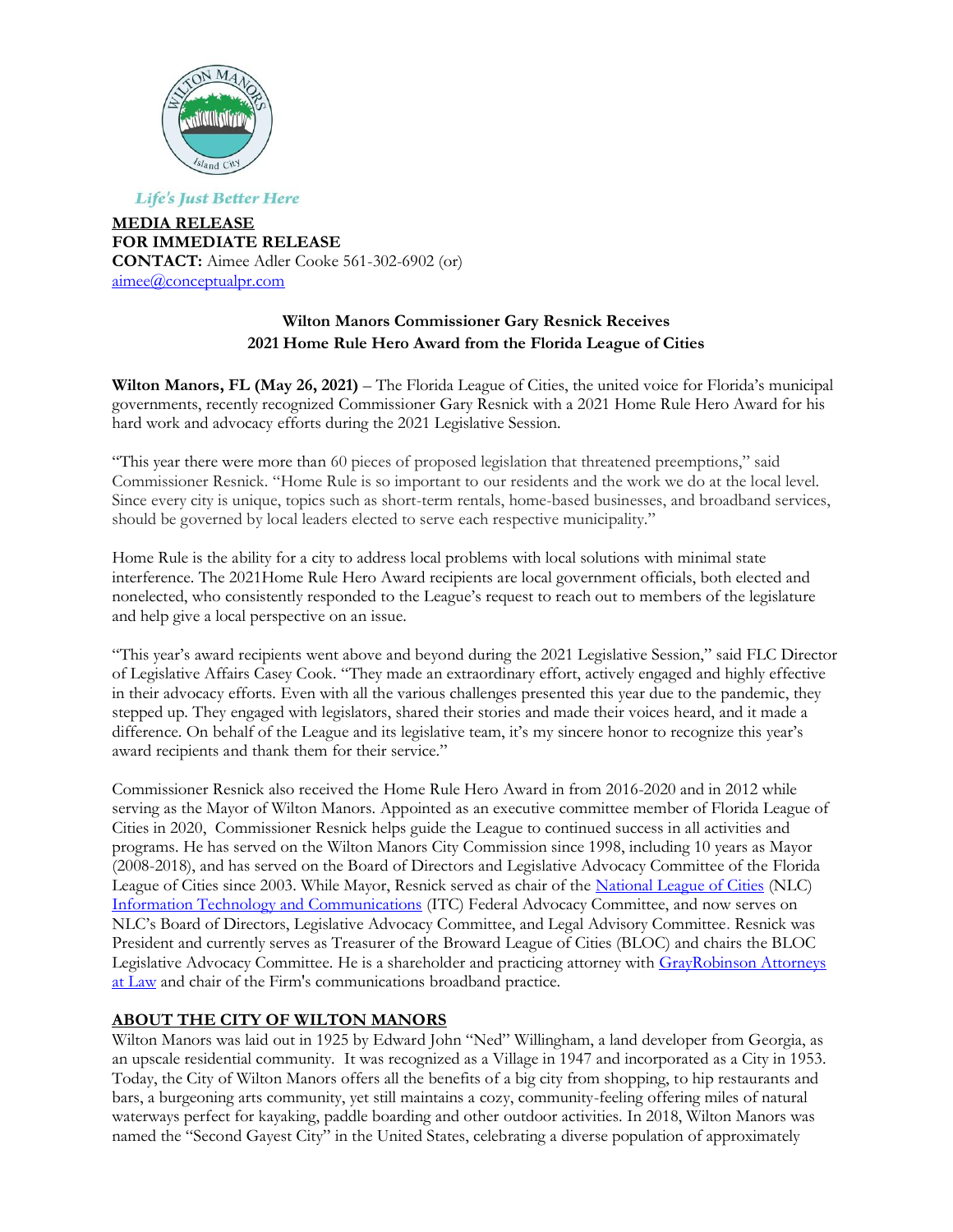*Life's Just Better Here*

**MEDIA RELEASE**
**FOR IMMEDIATE RELEASE**
**CONTACT:** Aimee Adler Cooke 561-302-6902 (or)
[aimee@conceptualpr.com](mailto:aimee@conceptualpr.com)

**Wilton Manors Commissioner Gary Resnick Receives**
**2021 Home Rule Hero Award from the Florida League of Cities**

**Wilton Manors, FL (May 26, 2021)** – The Florida League of Cities, the united voice for Florida's municipal governments, recently recognized Commissioner Gary Resnick with a 2021 Home Rule Hero Award for his hard work and advocacy efforts during the 2021 Legislative Session.

"This year there were more than 60 pieces of proposed legislation that threatened preemptions," said Commissioner Resnick. "Home Rule is so important to our residents and the work we do at the local level. Since every city is unique, topics such as short-term rentals, home-based businesses, and broadband services, should be governed by local leaders elected to serve each respective municipality."

Home Rule is the ability for a city to address local problems with local solutions with minimal state interference. The 2021Home Rule Hero Award recipients are local government officials, both elected and nonelected, who consistently responded to the League's request to reach out to members of the legislature and help give a local perspective on an issue.

"This year's award recipients went above and beyond during the 2021 Legislative Session," said FLC Director of Legislative Affairs Casey Cook. "They made an extraordinary effort, actively engaged and highly effective in their advocacy efforts. Even with all the various challenges presented this year due to the pandemic, they stepped up. They engaged with legislators, shared their stories and made their voices heard, and it made a difference. On behalf of the League and its legislative team, it's my sincere honor to recognize this year's award recipients and thank them for their service."

Commissioner Resnick also received the Home Rule Hero Award in from 2016-2020 and in 2012 while serving as the Mayor of Wilton Manors. Appointed as an executive committee member of Florida League of Cities in 2020, Commissioner Resnick helps guide the League to continued success in all activities and programs. He has served on the Wilton Manors City Commission since 1998, including 10 years as Mayor (2008-2018), and has served on the Board of Directors and Legislative Advocacy Committee of the Florida League of Cities since 2003. While Mayor, Resnick served as chair of the National League of Cities (NLC) Information Technology and Communications (ITC) Federal Advocacy Committee, and now serves on NLC's Board of Directors, Legislative Advocacy Committee, and Legal Advisory Committee. Resnick was President and currently serves as Treasurer of the Broward League of Cities (BLOC) and chairs the BLOC Legislative Advocacy Committee. He is a shareholder and practicing attorney with GrayRobinson Attorneys at Law and chair of the Firm's communications broadband practice.

## ABOUT THE CITY OF WILTON MANORS

Wilton Manors was laid out in 1925 by Edward John "Ned" Willingham, a land developer from Georgia, as an upscale residential community. It was recognized as a Village in 1947 and incorporated as a City in 1953. Today, the City of Wilton Manors offers all the benefits of a big city from shopping, to hip restaurants and bars, a burgeoning arts community, yet still maintains a cozy, community-feeling offering miles of natural waterways perfect for kayaking, paddle boarding and other outdoor activities. In 2018, Wilton Manors was named the "Second Gayest City" in the United States, celebrating a diverse population of approximately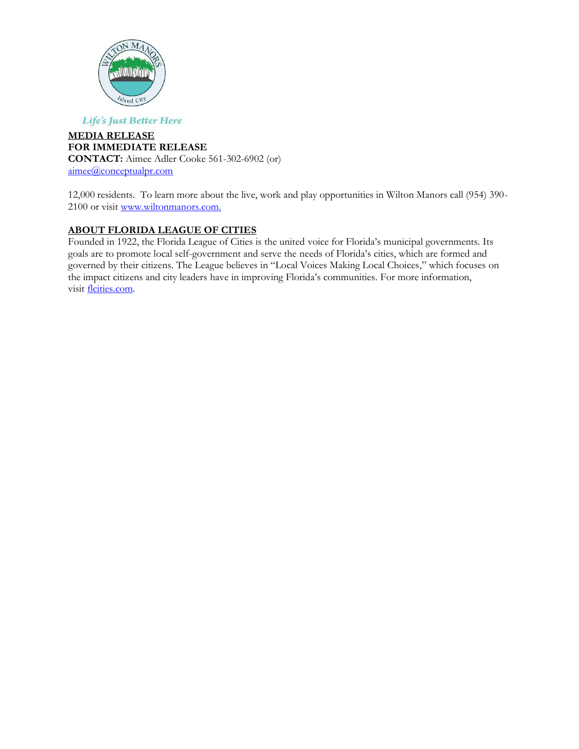*Life's Just Better Here*

**MEDIA RELEASE**
**FOR IMMEDIATE RELEASE**
**CONTACT:** Aimee Adler Cooke 561-302-6902 (or)
aimee@conceptualpr.com

12,000 residents. To learn more about the live, work and play opportunities in Wilton Manors call (954) 390-2100 or visit www.wiltonmanors.com.

**ABOUT FLORIDA LEAGUE OF CITIES**

Founded in 1922, the Florida League of Cities is the united voice for Florida's municipal governments. Its goals are to promote local self-government and serve the needs of Florida's cities, which are formed and governed by their citizens. The League believes in "Local Voices Making Local Choices," which focuses on the impact citizens and city leaders have in improving Florida's communities. For more information, visit flcities.com.